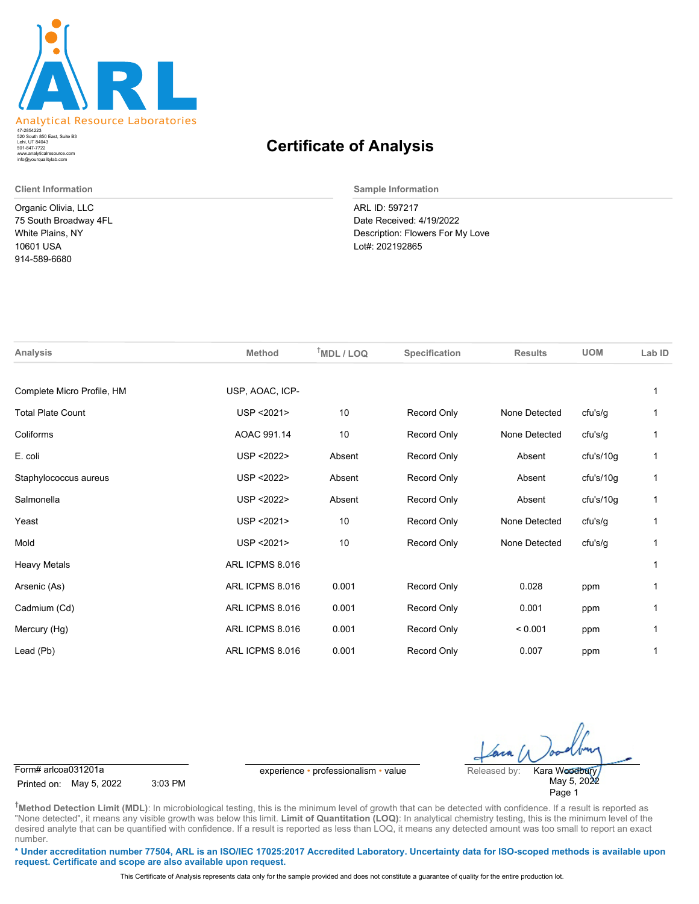ARL

Analytical Resource Laboratories

47-2854223
520 South 850 East, Suite B3
Lehi, UT 84043
801-847-7722
www.analyticalresource.com
info@yourqualitylab.com

# Certificate of Analysis

**Client Information**

Organic Olivia, LLC
75 South Broadway 4FL
White Plains, NY
10601 USA
914-589-6680

**Sample Information**

ARL ID: 597217
Date Received: 4/19/2022
Description: Flowers For My Love
Lot#: 202192865

| Analysis | Method | †MDL / LOQ | Specification | Results | UOM | Lab ID |
|---|---|---|---|---|---|---|
| Complete Micro Profile, HM | USP, AOAC, ICP- | | | | | 1 |
| Total Plate Count | USP <2021> | 10 | Record Only | None Detected | cfu's/g | 1 |
| Coliforms | AOAC 991.14 | 10 | Record Only | None Detected | cfu's/g | 1 |
| E. coli | USP <2022> | Absent | Record Only | Absent | cfu's/10g | 1 |
| Staphylococcus aureus | USP <2022> | Absent | Record Only | Absent | cfu's/10g | 1 |
| Salmonella | USP <2022> | Absent | Record Only | Absent | cfu's/10g | 1 |
| Yeast | USP <2021> | 10 | Record Only | None Detected | cfu's/g | 1 |
| Mold | USP <2021> | 10 | Record Only | None Detected | cfu's/g | 1 |
| Heavy Metals | ARL ICPMS 8.016 | | | | | 1 |
| Arsenic (As) | ARL ICPMS 8.016 | 0.001 | Record Only | 0.028 | ppm | 1 |
| Cadmium (Cd) | ARL ICPMS 8.016 | 0.001 | Record Only | 0.001 | ppm | 1 |
| Mercury (Hg) | ARL ICPMS 8.016 | 0.001 | Record Only | < 0.001 | ppm | 1 |
| Lead (Pb) | ARL ICPMS 8.016 | 0.001 | Record Only | 0.007 | ppm | 1 |

Form# arlcoa031201a
Printed on: May 5, 2022 3:03 PM

experience • professionalism • value

Released by: Kara Woodbury
May 5, 2022

†**Method Detection Limit (MDL)**: In microbiological testing, this is the minimum level of growth that can be detected with confidence. If a result is reported as "None detected", it means any visible growth was below this limit. **Limit of Quantitation (LOQ)**: In analytical chemistry testing, this is the minimum level of the desired analyte that can be quantified with confidence. If a result is reported as less than LOQ, it means any detected amount was too small to report an exact number.

**\* Under accreditation number 77504, ARL is an ISO/IEC 17025:2017 Accredited Laboratory. Uncertainty data for ISO-scoped methods is available upon request. Certificate and scope are also available upon request.**

This Certificate of Analysis represents data only for the sample provided and does not constitute a guarantee of quality for the entire production lot.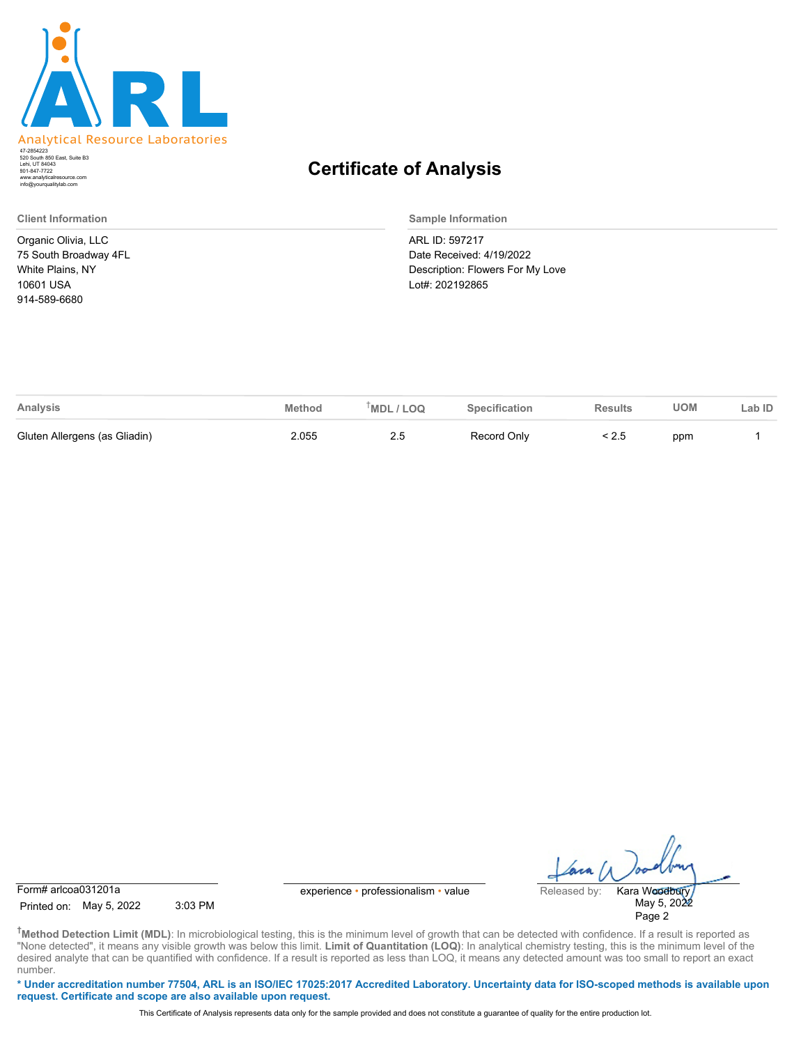Analytical Resource Laboratories

47-2854223
520 South 850 East, Suite B3
Lehi, UT 84043
801-847-7722
www.analyticalresource.com
info@yourqualitylab.com

# Certificate of Analysis

**Client Information**

Organic Olivia, LLC
75 South Broadway 4FL
White Plains, NY
10601 USA
914-589-6680

**Sample Information**

ARL ID: 597217
Date Received: 4/19/2022
Description: Flowers For My Love
Lot#: 202192865

| Analysis | Method | †MDL / LOQ | Specification | Results | UOM | Lab ID |
|---|---|---|---|---|---|---|
| Gluten Allergens (as Gliadin) | 2.055 | 2.5 | Record Only | < 2.5 | ppm | 1 |

Form# arlcoa031201a
Printed on: May 5, 2022 3:03 PM

experience • professionalism • value

Released by: Kara Woodbury
May 5, 2022

†**Method Detection Limit (MDL)**: In microbiological testing, this is the minimum level of growth that can be detected with confidence. If a result is reported as "None detected", it means any visible growth was below this limit. **Limit of Quantitation (LOQ)**: In analytical chemistry testing, this is the minimum level of the desired analyte that can be quantified with confidence. If a result is reported as less than LOQ, it means any detected amount was too small to report an exact number.

**\* Under accreditation number 77504, ARL is an ISO/IEC 17025:2017 Accredited Laboratory. Uncertainty data for ISO-scoped methods is available upon request. Certificate and scope are also available upon request.**

This Certificate of Analysis represents data only for the sample provided and does not constitute a guarantee of quality for the entire production lot.